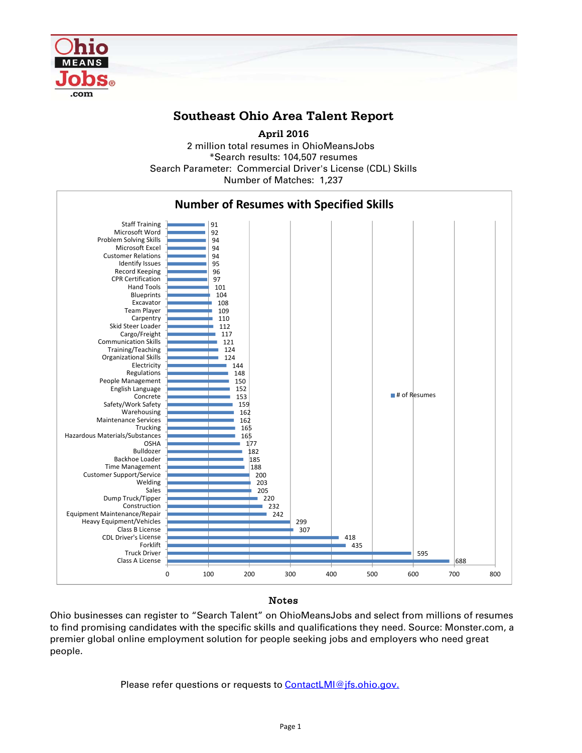# Southeast Ohio Area Talent Report

**April 2016**

2 million total resumes in OhioMeansJobs
*Search results: 104,507 resumes
Search Parameter: Commercial Driver's License (CDL) Skills
Number of Matches: 1,237

## Number of Resumes with Specified Skills

| Skill | # of Resumes |
|---|---|
| Staff Training | 91 |
| Microsoft Word | 92 |
| Problem Solving Skills | 94 |
| Microsoft Excel | 94 |
| Customer Relations | 94 |
| Identify Issues | 95 |
| Record Keeping | 96 |
| CPR Certification | 97 |
| Hand Tools | 101 |
| Blueprints | 104 |
| Excavator | 108 |
| Team Player | 109 |
| Carpentry | 110 |
| Skid Steer Loader | 112 |
| Cargo/Freight | 117 |
| Communication Skills | 121 |
| Training/Teaching | 124 |
| Organizational Skills | 124 |
| Electricity | 144 |
| Regulations | 148 |
| People Management | 150 |
| English Language | 152 |
| Concrete | 153 |
| Safety/Work Safety | 159 |
| Warehousing | 162 |
| Maintenance Services | 162 |
| Trucking | 165 |
| Hazardous Materials/Substances | 165 |
| OSHA | 177 |
| Bulldozer | 182 |
| Backhoe Loader | 185 |
| Time Management | 188 |
| Customer Support/Service | 200 |
| Welding | 203 |
| Sales | 205 |
| Dump Truck/Tipper | 220 |
| Construction | 232 |
| Equipment Maintenance/Repair | 242 |
| Heavy Equipment/Vehicles | 299 |
| Class B License | 307 |
| CDL Driver's License | 418 |
| Forklift | 435 |
| Truck Driver | 595 |
| Class A License | 688 |

## Notes

Ohio businesses can register to “Search Talent” on OhioMeansJobs and select from millions of resumes to find promising candidates with the specific skills and qualifications they need. Source: Monster.com, a premier global online employment solution for people seeking jobs and employers who need great people.

Please refer questions or requests to ContactLMI@jfs.ohio.gov.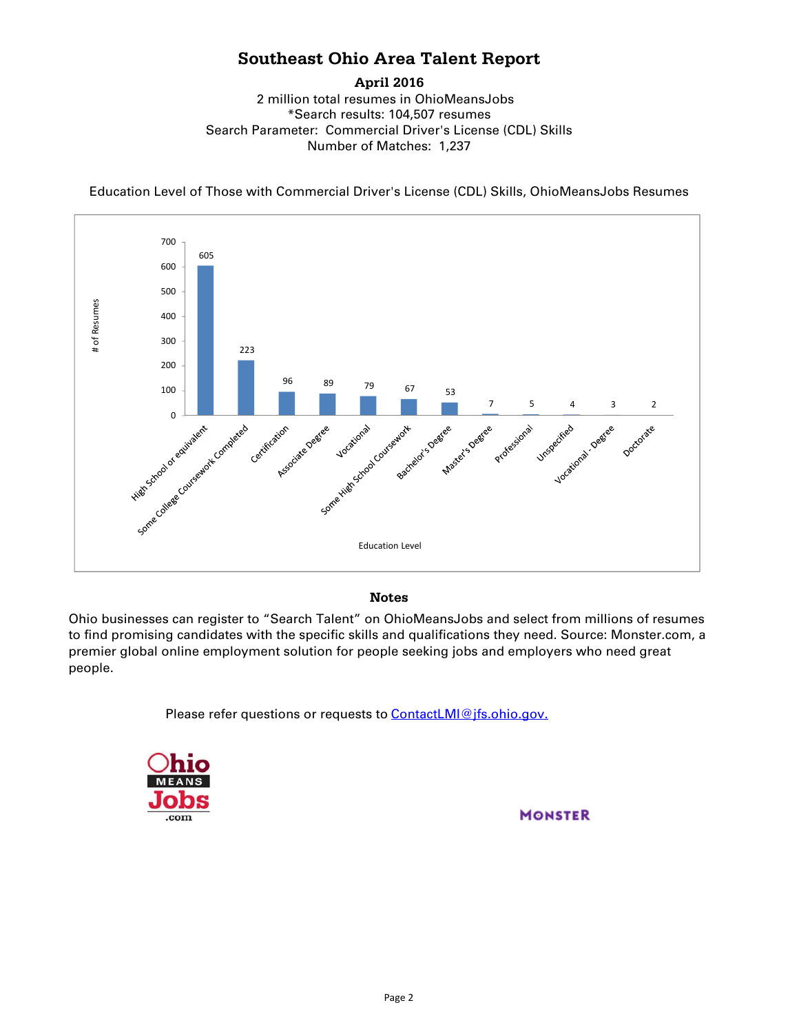# Southeast Ohio Area Talent Report

**April 2016**

2 million total resumes in OhioMeansJobs
*Search results: 104,507 resumes
Search Parameter: Commercial Driver's License (CDL) Skills
Number of Matches: 1,237

Education Level of Those with Commercial Driver's License (CDL) Skills, OhioMeansJobs Resumes

700
600
500
400
300
200
100
0

# of Resumes

605
223
96
89
79
67
53
7
5
4
3
2

High School or equivalent
Some College Coursework Completed
Certification
Associate Degree
Vocational
Some High School Coursework
Bachelor's Degree
Master's Degree
Professional
Unspecified
Vocational - Degree
Doctorate

Education Level

## Notes

Ohio businesses can register to "Search Talent" on OhioMeansJobs and select from millions of resumes to find promising candidates with the specific skills and qualifications they need. Source: Monster.com, a premier global online employment solution for people seeking jobs and employers who need great people.

Please refer questions or requests to [ContactLMI@jfs.ohio.gov.](mailto:ContactLMI@jfs.ohio.gov)

Ohio MEANS Jobs .com

MONSTER